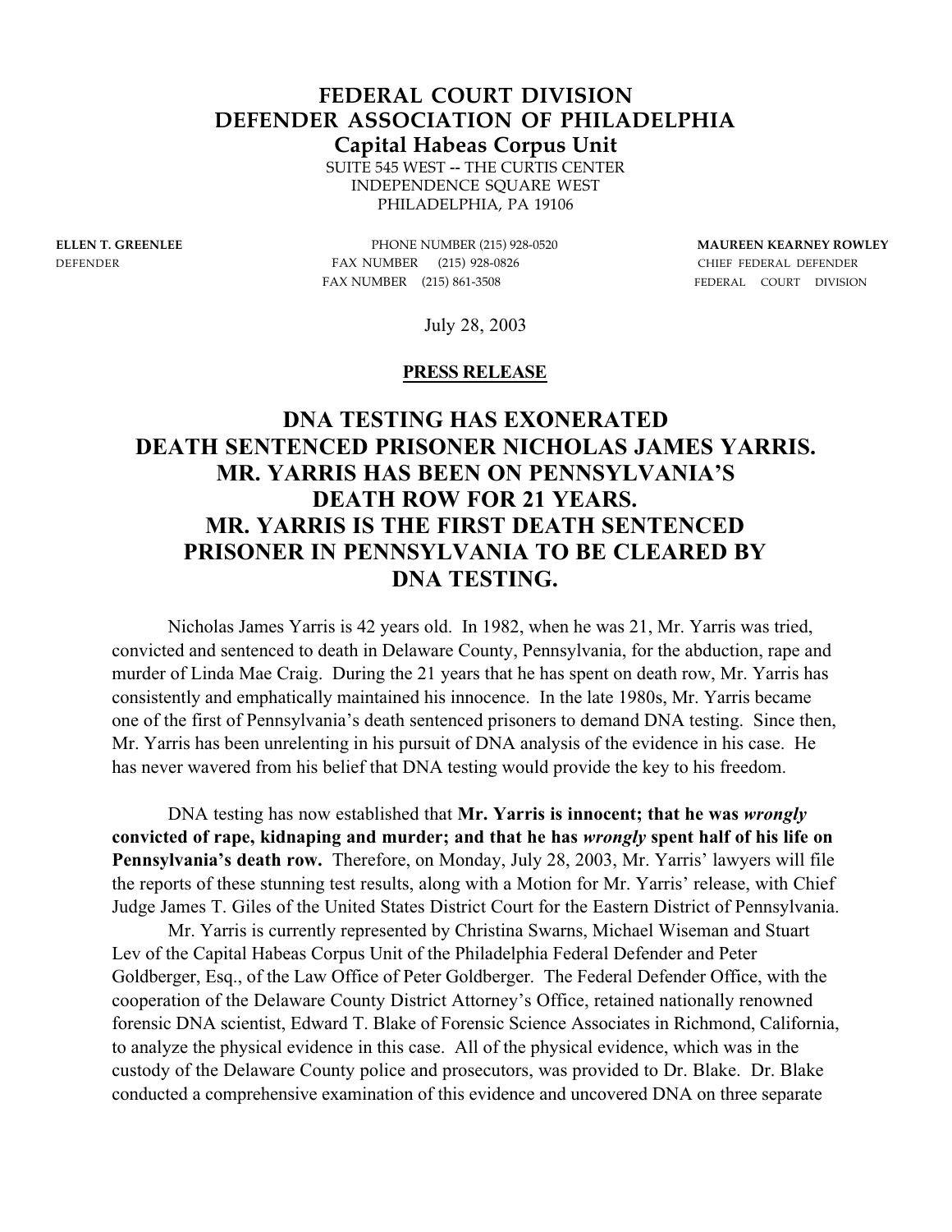# FEDERAL COURT DIVISION
# DEFENDER ASSOCIATION OF PHILADELPHIA
## Capital Habeas Corpus Unit

SUITE 545 WEST -- THE CURTIS CENTER
INDEPENDENCE SQUARE WEST
PHILADELPHIA, PA 19106

**ELLEN T. GREENLEE**
DEFENDER

PHONE NUMBER (215) 928-0520
FAX NUMBER (215) 928-0826
FAX NUMBER (215) 861-3508

**MAUREEN KEARNEY ROWLEY**
CHIEF FEDERAL DEFENDER
FEDERAL COURT DIVISION

July 28, 2003

**PRESS RELEASE**

## DNA TESTING HAS EXONERATED DEATH SENTENCED PRISONER NICHOLAS JAMES YARRIS. MR. YARRIS HAS BEEN ON PENNSYLVANIA'S DEATH ROW FOR 21 YEARS. MR. YARRIS IS THE FIRST DEATH SENTENCED PRISONER IN PENNSYLVANIA TO BE CLEARED BY DNA TESTING.

Nicholas James Yarris is 42 years old. In 1982, when he was 21, Mr. Yarris was tried, convicted and sentenced to death in Delaware County, Pennsylvania, for the abduction, rape and murder of Linda Mae Craig. During the 21 years that he has spent on death row, Mr. Yarris has consistently and emphatically maintained his innocence. In the late 1980s, Mr. Yarris became one of the first of Pennsylvania's death sentenced prisoners to demand DNA testing. Since then, Mr. Yarris has been unrelenting in his pursuit of DNA analysis of the evidence in his case. He has never wavered from his belief that DNA testing would provide the key to his freedom.

DNA testing has now established that **Mr. Yarris is innocent; that he was *wrongly* convicted of rape, kidnaping and murder; and that he has *wrongly* spent half of his life on Pennsylvania's death row.** Therefore, on Monday, July 28, 2003, Mr. Yarris' lawyers will file the reports of these stunning test results, along with a Motion for Mr. Yarris' release, with Chief Judge James T. Giles of the United States District Court for the Eastern District of Pennsylvania.

Mr. Yarris is currently represented by Christina Swarns, Michael Wiseman and Stuart Lev of the Capital Habeas Corpus Unit of the Philadelphia Federal Defender and Peter Goldberger, Esq., of the Law Office of Peter Goldberger. The Federal Defender Office, with the cooperation of the Delaware County District Attorney's Office, retained nationally renowned forensic DNA scientist, Edward T. Blake of Forensic Science Associates in Richmond, California, to analyze the physical evidence in this case. All of the physical evidence, which was in the custody of the Delaware County police and prosecutors, was provided to Dr. Blake. Dr. Blake conducted a comprehensive examination of this evidence and uncovered DNA on three separate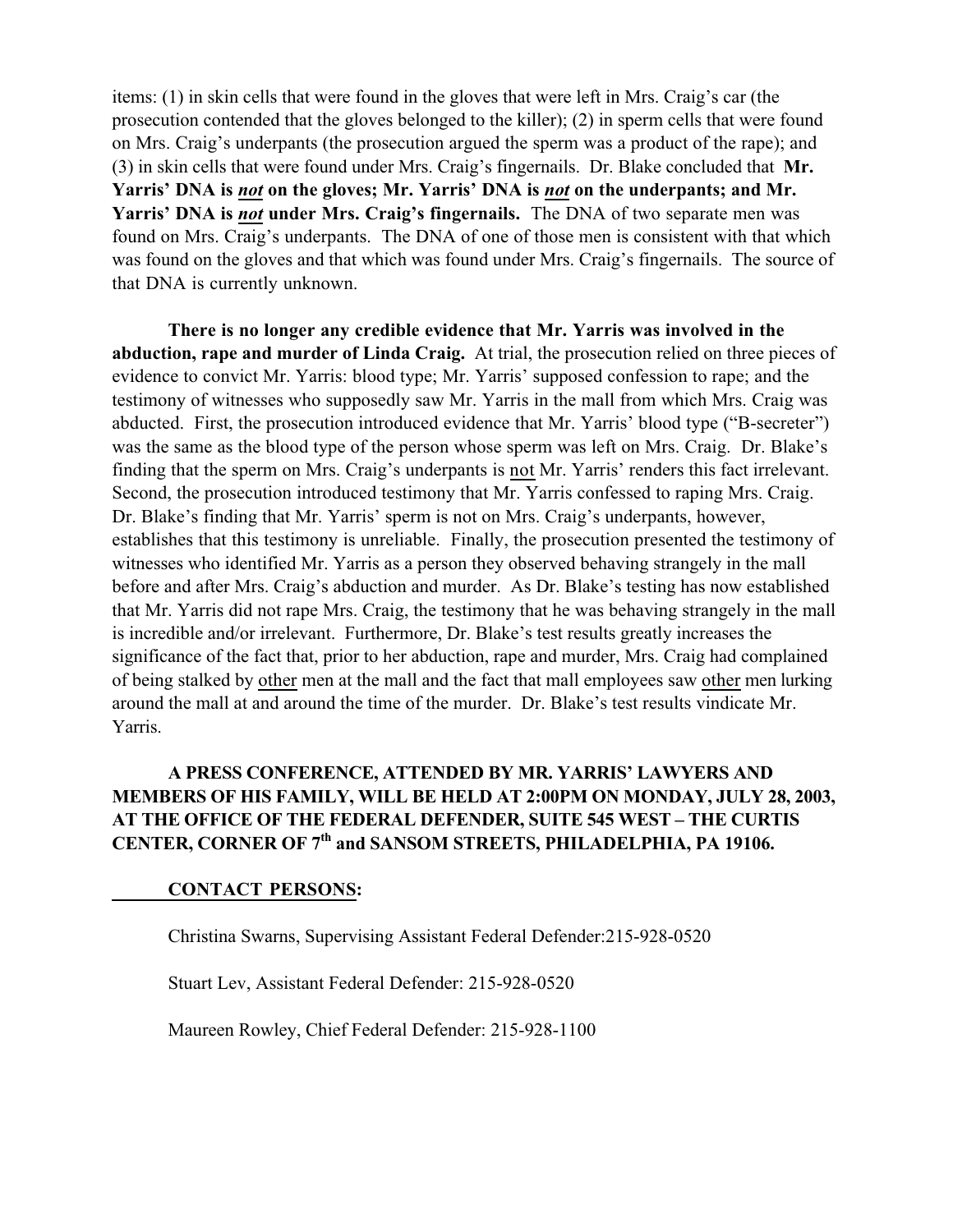items: (1) in skin cells that were found in the gloves that were left in Mrs. Craig's car (the prosecution contended that the gloves belonged to the killer); (2) in sperm cells that were found on Mrs. Craig's underpants (the prosecution argued the sperm was a product of the rape); and (3) in skin cells that were found under Mrs. Craig's fingernails. Dr. Blake concluded that **Mr. Yarris' DNA is _not_ on the gloves; Mr. Yarris' DNA is _not_ on the underpants; and Mr. Yarris' DNA is _not_ under Mrs. Craig's fingernails.** The DNA of two separate men was found on Mrs. Craig's underpants. The DNA of one of those men is consistent with that which was found on the gloves and that which was found under Mrs. Craig's fingernails. The source of that DNA is currently unknown.

**There is no longer any credible evidence that Mr. Yarris was involved in the abduction, rape and murder of Linda Craig.** At trial, the prosecution relied on three pieces of evidence to convict Mr. Yarris: blood type; Mr. Yarris' supposed confession to rape; and the testimony of witnesses who supposedly saw Mr. Yarris in the mall from which Mrs. Craig was abducted. First, the prosecution introduced evidence that Mr. Yarris' blood type ("B-secreter") was the same as the blood type of the person whose sperm was left on Mrs. Craig. Dr. Blake's finding that the sperm on Mrs. Craig's underpants is not Mr. Yarris' renders this fact irrelevant. Second, the prosecution introduced testimony that Mr. Yarris confessed to raping Mrs. Craig. Dr. Blake's finding that Mr. Yarris' sperm is not on Mrs. Craig's underpants, however, establishes that this testimony is unreliable. Finally, the prosecution presented the testimony of witnesses who identified Mr. Yarris as a person they observed behaving strangely in the mall before and after Mrs. Craig's abduction and murder. As Dr. Blake's testing has now established that Mr. Yarris did not rape Mrs. Craig, the testimony that he was behaving strangely in the mall is incredible and/or irrelevant. Furthermore, Dr. Blake's test results greatly increases the significance of the fact that, prior to her abduction, rape and murder, Mrs. Craig had complained of being stalked by other men at the mall and the fact that mall employees saw other men lurking around the mall at and around the time of the murder. Dr. Blake's test results vindicate Mr. Yarris.

**A PRESS CONFERENCE, ATTENDED BY MR. YARRIS' LAWYERS AND MEMBERS OF HIS FAMILY, WILL BE HELD AT 2:00PM ON MONDAY, JULY 28, 2003, AT THE OFFICE OF THE FEDERAL DEFENDER, SUITE 545 WEST – THE CURTIS CENTER, CORNER OF 7th and SANSOM STREETS, PHILADELPHIA, PA 19106.**

**CONTACT PERSONS:**

Christina Swarns, Supervising Assistant Federal Defender:215-928-0520

Stuart Lev, Assistant Federal Defender: 215-928-0520

Maureen Rowley, Chief Federal Defender: 215-928-1100